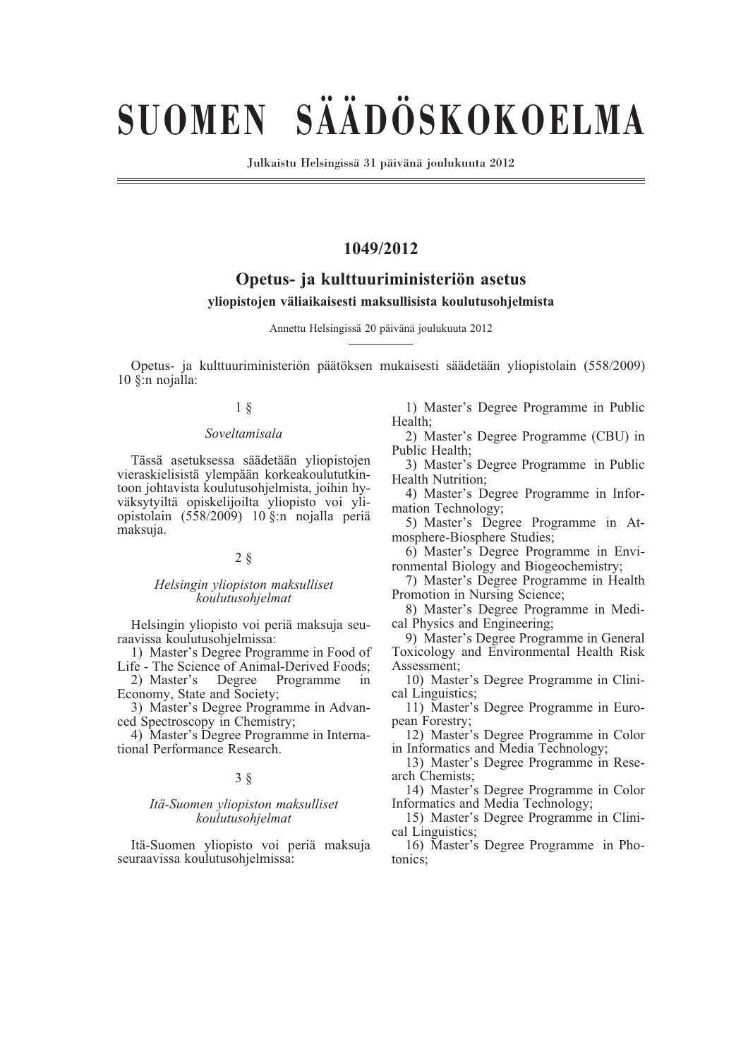# SUOMEN SÄÄDÖSKOKOELMA

Julkaistu Helsingissä 31 päivänä joulukuuta 2012

## 1049/2012

## Opetus- ja kulttuuriministeriön asetus

### yliopistojen väliaikaisesti maksullisista koulutusohjelmista

Annettu Helsingissä 20 päivänä joulukuuta 2012

---

Opetus- ja kulttuuriministeriön päätöksen mukaisesti säädetään yliopistolain (558/2009) 10 §:n nojalla:

1 §

*Soveltamisala*

Tässä asetuksessa säädetään yliopistojen vieraskielisistä ylempään korkeakoulututkintoon johtavista koulutusohjelmista, joihin hyväksytyiltä opiskelijoilta yliopisto voi yliopistolain (558/2009) 10 §:n nojalla periä maksuja.

2 §

*Helsingin yliopiston maksulliset koulutusohjelmat*

Helsingin yliopisto voi periä maksuja seuraavissa koulutusohjelmissa:

1) Master's Degree Programme in Food of Life - The Science of Animal-Derived Foods;
2) Master's Degree Programme in Economy, State and Society;
3) Master's Degree Programme in Advanced Spectroscopy in Chemistry;
4) Master's Degree Programme in International Performance Research.

3 §

*Itä-Suomen yliopiston maksulliset koulutusohjelmat*

Itä-Suomen yliopisto voi periä maksuja seuraavissa koulutusohjelmissa:

1) Master's Degree Programme in Public Health;
2) Master's Degree Programme (CBU) in Public Health;
3) Master's Degree Programme in Public Health Nutrition;
4) Master's Degree Programme in Information Technology;
5) Master's Degree Programme in Atmosphere-Biosphere Studies;
6) Master's Degree Programme in Environmental Biology and Biogeochemistry;
7) Master's Degree Programme in Health Promotion in Nursing Science;
8) Master's Degree Programme in Medical Physics and Engineering;
9) Master's Degree Programme in General Toxicology and Environmental Health Risk Assessment;
10) Master's Degree Programme in Clinical Linguistics;
11) Master's Degree Programme in European Forestry;
12) Master's Degree Programme in Color in Informatics and Media Technology;
13) Master's Degree Programme in Research Chemists;
14) Master's Degree Programme in Color Informatics and Media Technology;
15) Master's Degree Programme in Clinical Linguistics;
16) Master's Degree Programme in Photonics;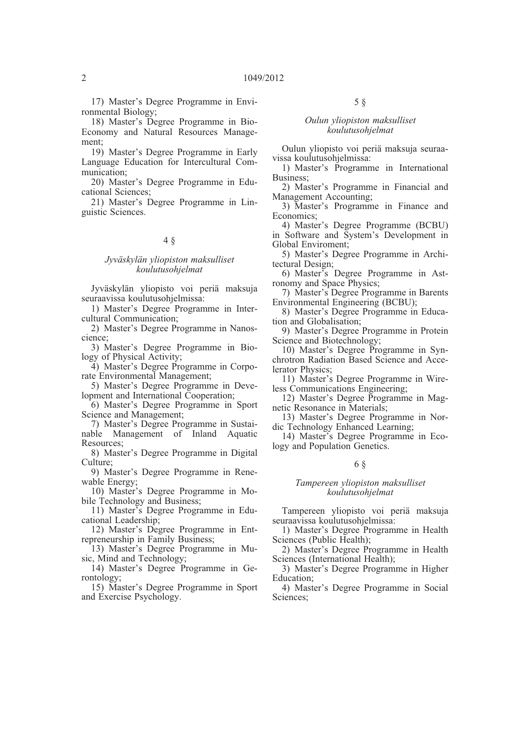17) Master's Degree Programme in Environmental Biology;

18) Master's Degree Programme in Bio-Economy and Natural Resources Management;

19) Master's Degree Programme in Early Language Education for Intercultural Communication;

20) Master's Degree Programme in Educational Sciences;

21) Master's Degree Programme in Linguistic Sciences.

4 §

*Jyväskylän yliopiston maksulliset koulutusohjelmat*

Jyväskylän yliopisto voi periä maksuja seuraavissa koulutusohjelmissa:

1) Master's Degree Programme in Intercultural Communication;

2) Master's Degree Programme in Nanoscience;

3) Master's Degree Programme in Biology of Physical Activity;

4) Master's Degree Programme in Corporate Environmental Management;

5) Master's Degree Programme in Development and International Cooperation;

6) Master's Degree Programme in Sport Science and Management;

7) Master's Degree Programme in Sustainable Management of Inland Aquatic Resources;

8) Master's Degree Programme in Digital Culture;

9) Master's Degree Programme in Renewable Energy;

10) Master's Degree Programme in Mobile Technology and Business;

11) Master's Degree Programme in Educational Leadership;

12) Master's Degree Programme in Entrepreneurship in Family Business;

13) Master's Degree Programme in Music, Mind and Technology;

14) Master's Degree Programme in Gerontology;

15) Master's Degree Programme in Sport and Exercise Psychology.

5 §

*Oulun yliopiston maksulliset koulutusohjelmat*

Oulun yliopisto voi periä maksuja seuraavissa koulutusohjelmissa:

1) Master's Programme in International Business;

2) Master's Programme in Financial and Management Accounting;

3) Master's Programme in Finance and Economics;

4) Master's Degree Programme (BCBU) in Software and System's Development in Global Enviroment;

5) Master's Degree Programme in Architectural Design;

6) Master's Degree Programme in Astronomy and Space Physics;

7) Master's Degree Programme in Barents Environmental Engineering (BCBU);

8) Master's Degree Programme in Education and Globalisation;

9) Master's Degree Programme in Protein Science and Biotechnology;

10) Master's Degree Programme in Synchrotron Radiation Based Science and Accelerator Physics;

11) Master's Degree Programme in Wireless Communications Engineering;

12) Master's Degree Programme in Magnetic Resonance in Materials;

13) Master's Degree Programme in Nordic Technology Enhanced Learning;

14) Master's Degree Programme in Ecology and Population Genetics.

6 §

*Tampereen yliopiston maksulliset koulutusohjelmat*

Tampereen yliopisto voi periä maksuja seuraavissa koulutusohjelmissa:

1) Master's Degree Programme in Health Sciences (Public Health);

2) Master's Degree Programme in Health Sciences (International Health);

3) Master's Degree Programme in Higher Education;

4) Master's Degree Programme in Social Sciences;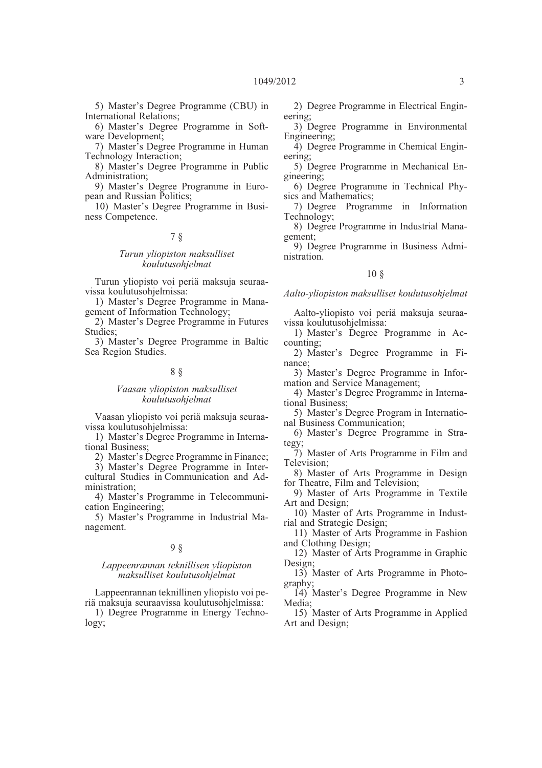5) Master's Degree Programme (CBU) in International Relations;

6) Master's Degree Programme in Software Development;

7) Master's Degree Programme in Human Technology Interaction;

8) Master's Degree Programme in Public Administration;

9) Master's Degree Programme in European and Russian Politics;

10) Master's Degree Programme in Business Competence.

7 §

*Turun yliopiston maksulliset koulutusohjelmat*

Turun yliopisto voi periä maksuja seuraavissa koulutusohjelmissa:

1) Master's Degree Programme in Management of Information Technology;

2) Master's Degree Programme in Futures Studies;

3) Master's Degree Programme in Baltic Sea Region Studies.

8 §

*Vaasan yliopiston maksulliset koulutusohjelmat*

Vaasan yliopisto voi periä maksuja seuraavissa koulutusohjelmissa:

1) Master's Degree Programme in International Business;

2) Master's Degree Programme in Finance;

3) Master's Degree Programme in Intercultural Studies in Communication and Administration;

4) Master's Programme in Telecommunication Engineering;

5) Master's Programme in Industrial Management.

9 §

*Lappeenrannan teknillisen yliopiston maksulliset koulutusohjelmat*

Lappeenrannan teknillinen yliopisto voi periä maksuja seuraavissa koulutusohjelmissa:

1) Degree Programme in Energy Technology;

2) Degree Programme in Electrical Engineering;

3) Degree Programme in Environmental Engineering;

4) Degree Programme in Chemical Engineering;

5) Degree Programme in Mechanical Engineering;

6) Degree Programme in Technical Physics and Mathematics;

7) Degree Programme in Information Technology;

8) Degree Programme in Industrial Management;

9) Degree Programme in Business Administration.

10 §

*Aalto-yliopiston maksulliset koulutusohjelmat*

Aalto-yliopisto voi periä maksuja seuraavissa koulutusohjelmissa:

1) Master's Degree Programme in Accounting;

2) Master's Degree Programme in Finance;

3) Master's Degree Programme in Information and Service Management;

4) Master's Degree Programme in International Business;

5) Master's Degree Program in International Business Communication;

6) Master's Degree Programme in Strategy;

7) Master of Arts Programme in Film and Television;

8) Master of Arts Programme in Design for Theatre, Film and Television;

9) Master of Arts Programme in Textile Art and Design;

10) Master of Arts Programme in Industrial and Strategic Design;

11) Master of Arts Programme in Fashion and Clothing Design;

12) Master of Arts Programme in Graphic Design;

13) Master of Arts Programme in Photography;

14) Master's Degree Programme in New Media;

15) Master of Arts Programme in Applied Art and Design;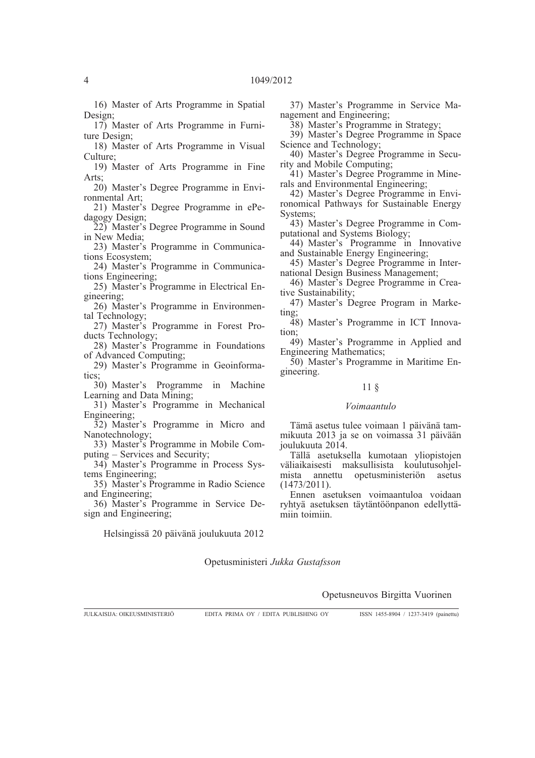16) Master of Arts Programme in Spatial Design;

17) Master of Arts Programme in Furniture Design;

18) Master of Arts Programme in Visual Culture;

19) Master of Arts Programme in Fine Arts;

20) Master's Degree Programme in Environmental Art;

21) Master's Degree Programme in ePedagogy Design;

22) Master's Degree Programme in Sound in New Media;

23) Master's Programme in Communications Ecosystem;

24) Master's Programme in Communications Engineering;

25) Master's Programme in Electrical Engineering;

26) Master's Programme in Environmental Technology;

27) Master's Programme in Forest Products Technology;

28) Master's Programme in Foundations of Advanced Computing;

29) Master's Programme in Geoinformatics;

30) Master's Programme in Machine Learning and Data Mining;

31) Master's Programme in Mechanical Engineering;

32) Master's Programme in Micro and Nanotechnology;

33) Master's Programme in Mobile Computing – Services and Security;

34) Master's Programme in Process Systems Engineering;

35) Master's Programme in Radio Science and Engineering;

36) Master's Programme in Service Design and Engineering;

37) Master's Programme in Service Management and Engineering;

38) Master's Programme in Strategy;

39) Master's Degree Programme in Space Science and Technology;

40) Master's Degree Programme in Security and Mobile Computing;

41) Master's Degree Programme in Minerals and Environmental Engineering;

42) Master's Degree Programme in Environomical Pathways for Sustainable Energy Systems;

43) Master's Degree Programme in Computational and Systems Biology;

44) Master's Programme in Innovative and Sustainable Energy Engineering;

45) Master's Degree Programme in International Design Business Management;

46) Master's Degree Programme in Creative Sustainability;

47) Master's Degree Program in Marketing;

48) Master's Programme in ICT Innovation;

49) Master's Programme in Applied and Engineering Mathematics;

50) Master's Programme in Maritime Engineering.

## 11 §

*Voimaantulo*

Tämä asetus tulee voimaan 1 päivänä tammikuuta 2013 ja se on voimassa 31 päivään joulukuuta 2014.

Tällä asetuksella kumotaan yliopistojen väliaikaisesti maksullisista koulutusohjelmista annettu opetusministeriön asetus (1473/2011).

Ennen asetuksen voimaantuloa voidaan ryhtyä asetuksen täytäntöönpanon edellyttämiin toimiin.

Helsingissä 20 päivänä joulukuuta 2012

Opetusministeri *Jukka Gustafsson*

Opetusneuvos Birgitta Vuorinen